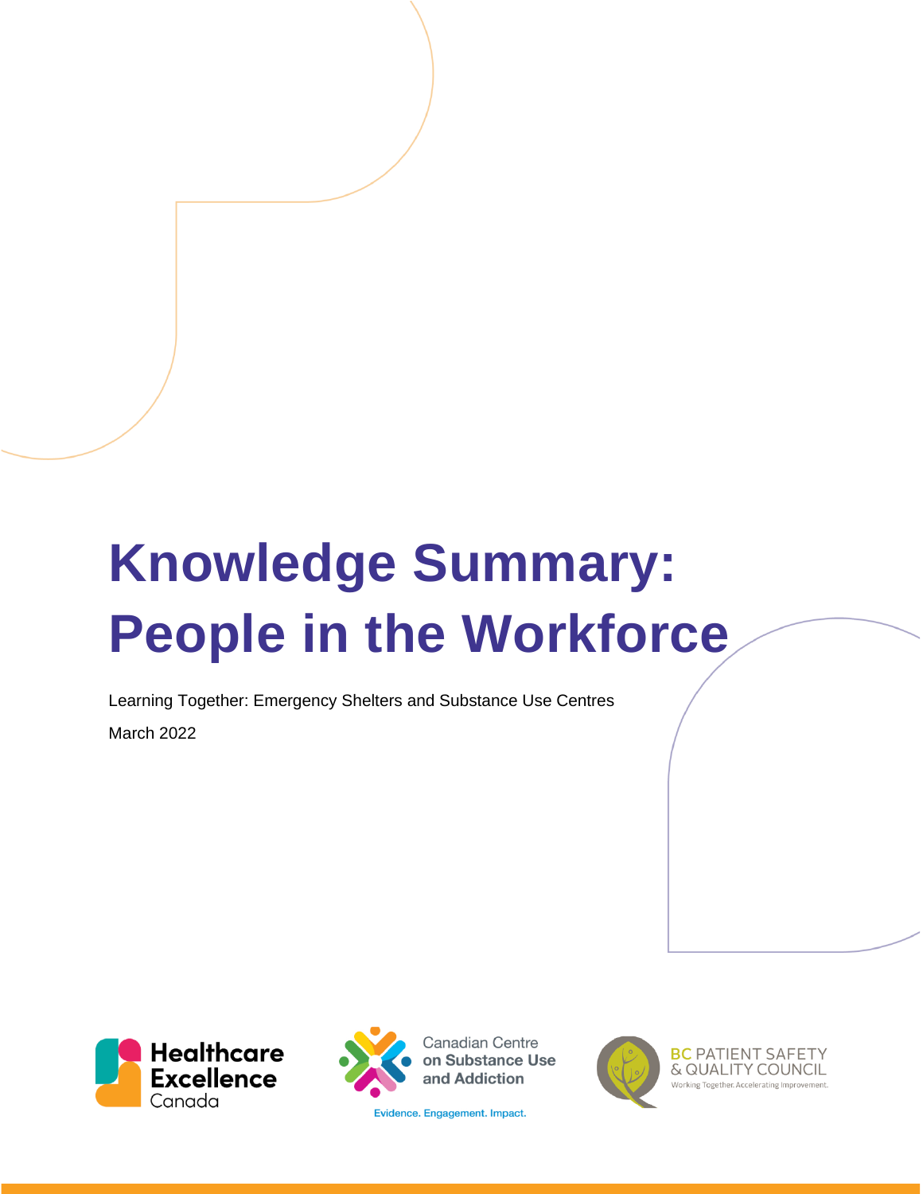# Knowledge Summary: People in the Workforce

Learning Together: Emergency Shelters and Substance Use Centres

March 2022

Healthcare Excellence Canada

Canadian Centre on Substance Use and Addiction

Evidence. Engagement. Impact.

BC PATIENT SAFETY & QUALITY COUNCIL

Working Together. Accelerating Improvement.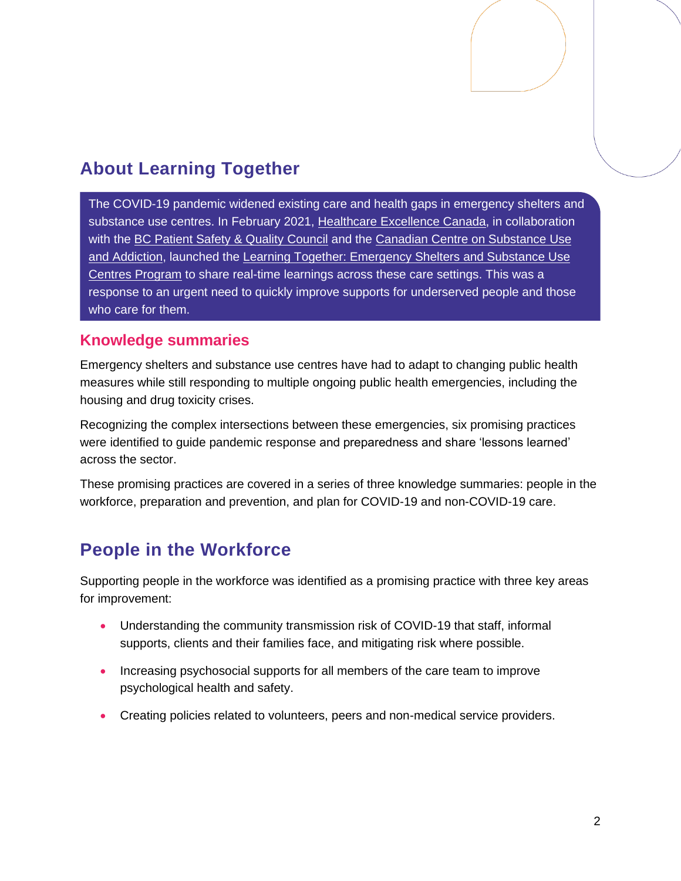## About Learning Together

The COVID-19 pandemic widened existing care and health gaps in emergency shelters and substance use centres. In February 2021, Healthcare Excellence Canada, in collaboration with the BC Patient Safety & Quality Council and the Canadian Centre on Substance Use and Addiction, launched the Learning Together: Emergency Shelters and Substance Use Centres Program to share real-time learnings across these care settings. This was a response to an urgent need to quickly improve supports for underserved people and those who care for them.

### Knowledge summaries

Emergency shelters and substance use centres have had to adapt to changing public health measures while still responding to multiple ongoing public health emergencies, including the housing and drug toxicity crises.

Recognizing the complex intersections between these emergencies, six promising practices were identified to guide pandemic response and preparedness and share 'lessons learned' across the sector.

These promising practices are covered in a series of three knowledge summaries: people in the workforce, preparation and prevention, and plan for COVID-19 and non-COVID-19 care.

## People in the Workforce

Supporting people in the workforce was identified as a promising practice with three key areas for improvement:

- Understanding the community transmission risk of COVID-19 that staff, informal supports, clients and their families face, and mitigating risk where possible.
- Increasing psychosocial supports for all members of the care team to improve psychological health and safety.
- Creating policies related to volunteers, peers and non-medical service providers.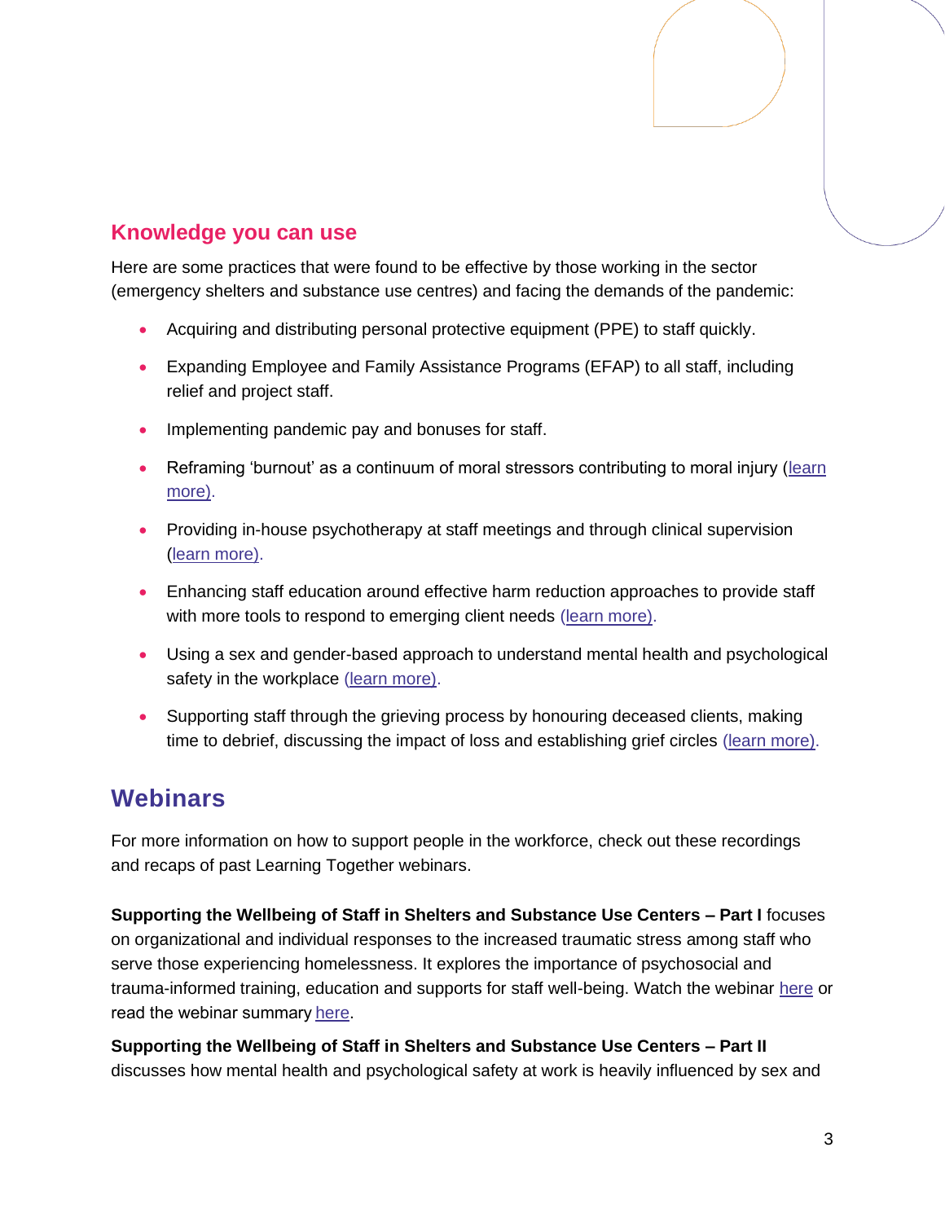## Knowledge you can use

Here are some practices that were found to be effective by those working in the sector (emergency shelters and substance use centres) and facing the demands of the pandemic:

- Acquiring and distributing personal protective equipment (PPE) to staff quickly.
- Expanding Employee and Family Assistance Programs (EFAP) to all staff, including relief and project staff.
- Implementing pandemic pay and bonuses for staff.
- Reframing 'burnout' as a continuum of moral stressors contributing to moral injury (learn more).
- Providing in-house psychotherapy at staff meetings and through clinical supervision (learn more).
- Enhancing staff education around effective harm reduction approaches to provide staff with more tools to respond to emerging client needs (learn more).
- Using a sex and gender-based approach to understand mental health and psychological safety in the workplace (learn more).
- Supporting staff through the grieving process by honouring deceased clients, making time to debrief, discussing the impact of loss and establishing grief circles (learn more).

## Webinars

For more information on how to support people in the workforce, check out these recordings and recaps of past Learning Together webinars.

**Supporting the Wellbeing of Staff in Shelters and Substance Use Centers – Part I** focuses on organizational and individual responses to the increased traumatic stress among staff who serve those experiencing homelessness. It explores the importance of psychosocial and trauma-informed training, education and supports for staff well-being. Watch the webinar here or read the webinar summary here.

**Supporting the Wellbeing of Staff in Shelters and Substance Use Centers – Part II** discusses how mental health and psychological safety at work is heavily influenced by sex and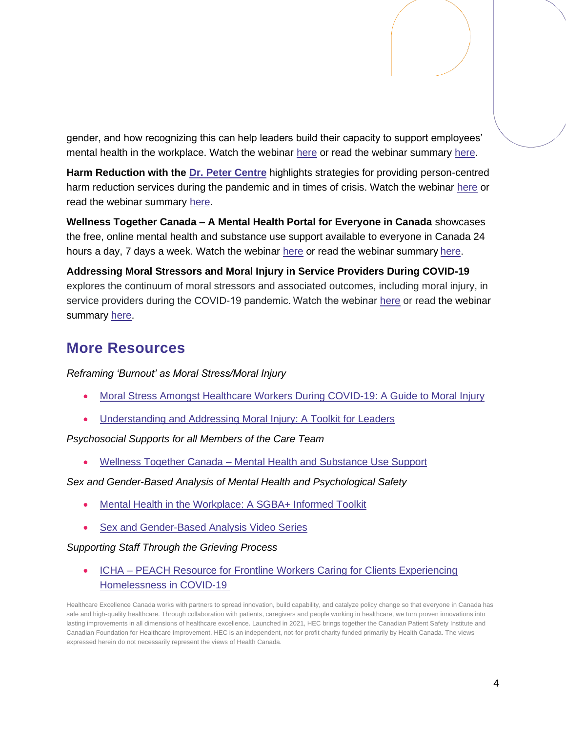gender, and how recognizing this can help leaders build their capacity to support employees' mental health in the workplace. Watch the webinar here or read the webinar summary here.

**Harm Reduction with the Dr. Peter Centre** highlights strategies for providing person-centred harm reduction services during the pandemic and in times of crisis. Watch the webinar here or read the webinar summary here.

**Wellness Together Canada – A Mental Health Portal for Everyone in Canada** showcases the free, online mental health and substance use support available to everyone in Canada 24 hours a day, 7 days a week. Watch the webinar here or read the webinar summary here.

**Addressing Moral Stressors and Moral Injury in Service Providers During COVID-19** explores the continuum of moral stressors and associated outcomes, including moral injury, in service providers during the COVID-19 pandemic. Watch the webinar here or read the webinar summary here.

## More Resources

*Reframing 'Burnout' as Moral Stress/Moral Injury*

- Moral Stress Amongst Healthcare Workers During COVID-19: A Guide to Moral Injury
- Understanding and Addressing Moral Injury: A Toolkit for Leaders

*Psychosocial Supports for all Members of the Care Team*

- Wellness Together Canada – Mental Health and Substance Use Support

*Sex and Gender-Based Analysis of Mental Health and Psychological Safety*

- Mental Health in the Workplace: A SGBA+ Informed Toolkit
- Sex and Gender-Based Analysis Video Series

*Supporting Staff Through the Grieving Process*

- ICHA – PEACH Resource for Frontline Workers Caring for Clients Experiencing Homelessness in COVID-19

Healthcare Excellence Canada works with partners to spread innovation, build capability, and catalyze policy change so that everyone in Canada has safe and high-quality healthcare. Through collaboration with patients, caregivers and people working in healthcare, we turn proven innovations into lasting improvements in all dimensions of healthcare excellence. Launched in 2021, HEC brings together the Canadian Patient Safety Institute and Canadian Foundation for Healthcare Improvement. HEC is an independent, not-for-profit charity funded primarily by Health Canada. The views expressed herein do not necessarily represent the views of Health Canada.